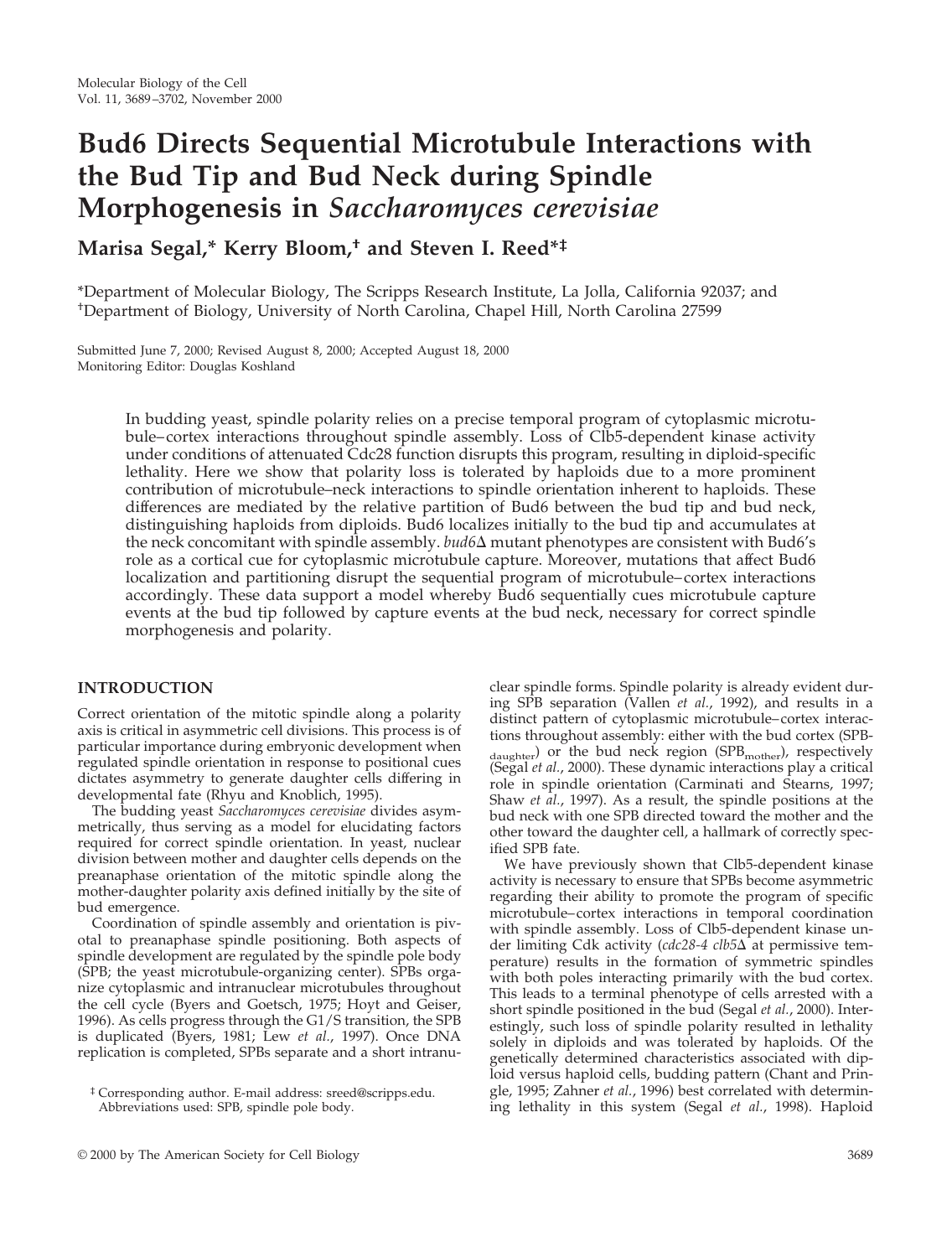# Bud6 Directs Sequential Microtubule Interactions with the Bud Tip and Bud Neck during Spindle Morphogenesis in *Saccharomyces cerevisiae*

**Marisa Segal,* Kerry Bloom,† and Steven I. Reed*‡**

*Department of Molecular Biology, The Scripps Research Institute, La Jolla, California 92037; and †Department of Biology, University of North Carolina, Chapel Hill, North Carolina 27599

Submitted June 7, 2000; Revised August 8, 2000; Accepted August 18, 2000
Monitoring Editor: Douglas Koshland

In budding yeast, spindle polarity relies on a precise temporal program of cytoplasmic microtubule–cortex interactions throughout spindle assembly. Loss of Clb5-dependent kinase activity under conditions of attenuated Cdc28 function disrupts this program, resulting in diploid-specific lethality. Here we show that polarity loss is tolerated by haploids due to a more prominent contribution of microtubule–neck interactions to spindle orientation inherent to haploids. These differences are mediated by the relative partition of Bud6 between the bud tip and bud neck, distinguishing haploids from diploids. Bud6 localizes initially to the bud tip and accumulates at the neck concomitant with spindle assembly. *bud6*Δ mutant phenotypes are consistent with Bud6's role as a cortical cue for cytoplasmic microtubule capture. Moreover, mutations that affect Bud6 localization and partitioning disrupt the sequential program of microtubule–cortex interactions accordingly. These data support a model whereby Bud6 sequentially cues microtubule capture events at the bud tip followed by capture events at the bud neck, necessary for correct spindle morphogenesis and polarity.

## INTRODUCTION

Correct orientation of the mitotic spindle along a polarity axis is critical in asymmetric cell divisions. This process is of particular importance during embryonic development when regulated spindle orientation in response to positional cues dictates asymmetry to generate daughter cells differing in developmental fate (Rhyu and Knoblich, 1995).

The budding yeast *Saccharomyces cerevisiae* divides asymmetrically, thus serving as a model for elucidating factors required for correct spindle orientation. In yeast, nuclear division between mother and daughter cells depends on the preanaphase orientation of the mitotic spindle along the mother-daughter polarity axis defined initially by the site of bud emergence.

Coordination of spindle assembly and orientation is pivotal to preanaphase spindle positioning. Both aspects of spindle development are regulated by the spindle pole body (SPB; the yeast microtubule-organizing center). SPBs organize cytoplasmic and intranuclear microtubules throughout the cell cycle (Byers and Goetsch, 1975; Hoyt and Geiser, 1996). As cells progress through the G1/S transition, the SPB is duplicated (Byers, 1981; Lew *et al.*, 1997). Once DNA replication is completed, SPBs separate and a short intranuclear spindle forms. Spindle polarity is already evident during SPB separation (Vallen *et al.*, 1992), and results in a distinct pattern of cytoplasmic microtubule–cortex interactions throughout assembly: either with the bud cortex ($SPB_{daughter}$) or the bud neck region ($SPB_{mother}$), respectively (Segal *et al.*, 2000). These dynamic interactions play a critical role in spindle orientation (Carminati and Stearns, 1997; Shaw *et al.*, 1997). As a result, the spindle positions at the bud neck with one SPB directed toward the mother and the other toward the daughter cell, a hallmark of correctly specified SPB fate.

We have previously shown that Clb5-dependent kinase activity is necessary to ensure that SPBs become asymmetric regarding their ability to promote the program of specific microtubule–cortex interactions in temporal coordination with spindle assembly. Loss of Clb5-dependent kinase under limiting Cdk activity (*cdc28-4 clb5*Δ at permissive temperature) results in the formation of symmetric spindles with both poles interacting primarily with the bud cortex. This leads to a terminal phenotype of cells arrested with a short spindle positioned in the bud (Segal *et al.*, 2000). Interestingly, such loss of spindle polarity resulted in lethality solely in diploids and was tolerated by haploids. Of the genetically determined characteristics associated with diploid versus haploid cells, budding pattern (Chant and Pringle, 1995; Zahner *et al.*, 1996) best correlated with determining lethality in this system (Segal *et al.*, 1998). Haploid

‡ Corresponding author. E-mail address: sreed@scripps.edu.
Abbreviations used: SPB, spindle pole body.

© 2000 by The American Society for Cell Biology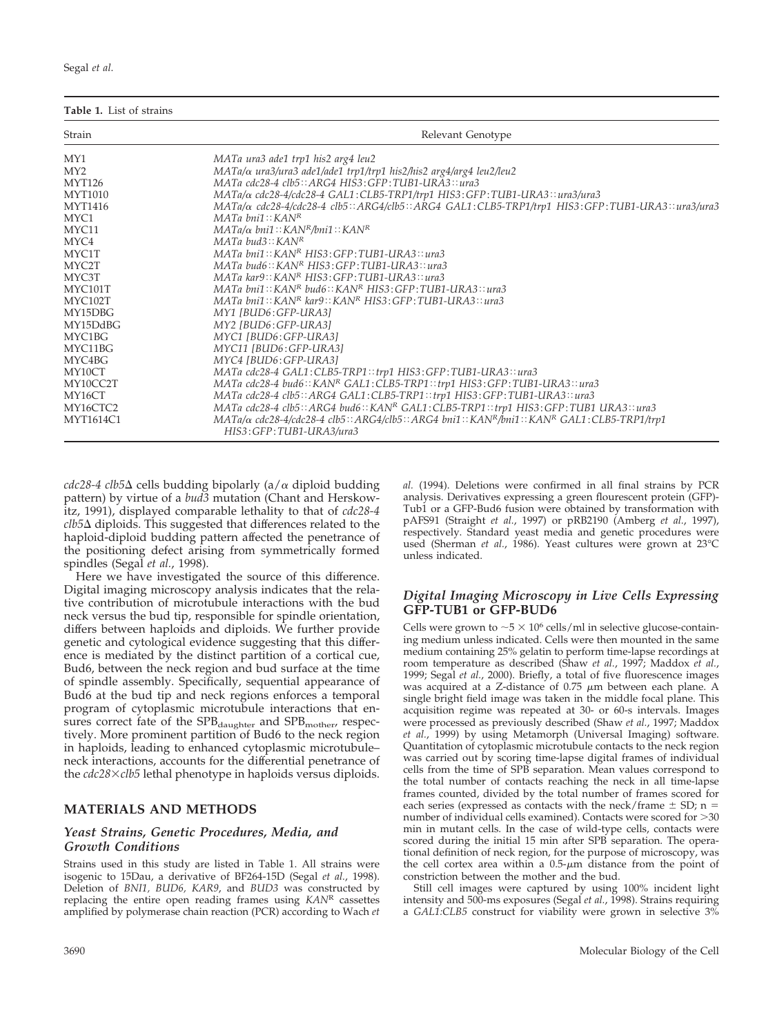**Table 1.** List of strains

| Strain | Relevant Genotype |
|---|---|
| MY1 | *MATa ura3 ade1 trp1 his2 arg4 leu2* |
| MY2 | *MATa/α ura3/ura3 ade1/ade1 trp1/trp1 his2/his2 arg4/arg4 leu2/leu2* |
| MYT126 | *MATa cdc28-4 clb5::ARG4 HIS3:GFP:TUB1-URA3::ura3* |
| MYT1010 | *MATa/α cdc28-4/cdc28-4 GAL1:CLB5-TRP1/trp1 HIS3:GFP:TUB1-URA3::ura3/ura3* |
| MYT1416 | *MATa/α cdc28-4/cdc28-4 clb5::ARG4/clb5::ARG4 GAL1:CLB5-TRP1/trp1 HIS3:GFP:TUB1-URA3::ura3/ura3* |
| MYC1 | *MATa bni1::KAN$^R$* |
| MYC11 | *MATa/α bni1::KAN$^R$/bni1::KAN$^R$* |
| MYC4 | *MATa bud3::KAN$^R$* |
| MYC1T | *MATa bni1::KAN$^R$ HIS3:GFP:TUB1-URA3::ura3* |
| MYC2T | *MATa bud6::KAN$^R$ HIS3:GFP:TUB1-URA3::ura3* |
| MYC3T | *MATa kar9::KAN$^R$ HIS3:GFP:TUB1-URA3::ura3* |
| MYC101T | *MATa bni1::KAN$^R$ bud6::KAN$^R$ HIS3:GFP:TUB1-URA3::ura3* |
| MYC102T | *MATa bni1::KAN$^R$ kar9::KAN$^R$ HIS3:GFP:TUB1-URA3::ura3* |
| MY15DBG | *MY1 [BUD6:GFP-URA3]* |
| MY15DdBG | *MY2 [BUD6:GFP-URA3]* |
| MYC1BG | *MYC1 [BUD6:GFP-URA3]* |
| MYC11BG | *MYC11 [BUD6:GFP-URA3]* |
| MYC4BG | *MYC4 [BUD6:GFP-URA3]* |
| MY10CT | *MATa cdc28-4 GAL1:CLB5-TRP1::trp1 HIS3:GFP:TUB1-URA3::ura3* |
| MY10CC2T | *MATa cdc28-4 bud6::KAN$^R$ GAL1:CLB5-TRP1::trp1 HIS3:GFP:TUB1-URA3::ura3* |
| MY16CT | *MATa cdc28-4 clb5::ARG4 GAL1:CLB5-TRP1::trp1 HIS3:GFP:TUB1-URA3::ura3* |
| MY16CTC2 | *MATa cdc28-4 clb5::ARG4 bud6::KAN$^R$ GAL1:CLB5-TRP1::trp1 HIS3:GFP:TUB1 URA3::ura3* |
| MYT1614C1 | *MATa/α cdc28-4/cdc28-4 clb5::ARG4/clb5::ARG4 bni1::KAN$^R$/bni1::KAN$^R$ GAL1:CLB5-TRP1/trp1 HIS3:GFP:TUB1-URA3/ura3* |

*cdc28-4 clb5*Δ cells budding bipolarly (a/α diploid budding pattern) by virtue of a *bud3* mutation (Chant and Herskowitz, 1991), displayed comparable lethality to that of *cdc28-4 clb5*Δ diploids. This suggested that differences related to the haploid-diploid budding pattern affected the penetrance of the positioning defect arising from symmetrically formed spindles (Segal *et al.*, 1998).

Here we have investigated the source of this difference. Digital imaging microscopy analysis indicates that the relative contribution of microtubule interactions with the bud neck versus the bud tip, responsible for spindle orientation, differs between haploids and diploids. We further provide genetic and cytological evidence suggesting that this difference is mediated by the distinct partition of a cortical cue, Bud6, between the neck region and bud surface at the time of spindle assembly. Specifically, sequential appearance of Bud6 at the bud tip and neck regions enforces a temporal program of cytoplasmic microtubule interactions that ensures correct fate of the $SPB_{daughter}$ and $SPB_{mother}$, respectively. More prominent partition of Bud6 to the neck region in haploids, leading to enhanced cytoplasmic microtubule–neck interactions, accounts for the differential penetrance of the *cdc28×clb5* lethal phenotype in haploids versus diploids.

## MATERIALS AND METHODS

### Yeast Strains, Genetic Procedures, Media, and Growth Conditions

Strains used in this study are listed in Table 1. All strains were isogenic to 15Dau, a derivative of BF264-15D (Segal *et al.*, 1998). Deletion of *BNI1, BUD6, KAR9*, and *BUD3* was constructed by replacing the entire open reading frames using *KAN*$^R$ cassettes amplified by polymerase chain reaction (PCR) according to Wach *et al.* (1994). Deletions were confirmed in all final strains by PCR analysis. Derivatives expressing a green flourescent protein (GFP)-Tub1 or a GFP-Bud6 fusion were obtained by transformation with pAFS91 (Straight *et al.*, 1997) or pRB2190 (Amberg *et al.*, 1997), respectively. Standard yeast media and genetic procedures were used (Sherman *et al.*, 1986). Yeast cultures were grown at 23°C unless indicated.

### Digital Imaging Microscopy in Live Cells Expressing GFP-TUB1 or GFP-BUD6

Cells were grown to $\sim 5 \times 10^6$ cells/ml in selective glucose-containing medium unless indicated. Cells were then mounted in the same medium containing 25% gelatin to perform time-lapse recordings at room temperature as described (Shaw *et al.*, 1997; Maddox *et al.*, 1999; Segal *et al.*, 2000). Briefly, a total of five fluorescence images was acquired at a Z-distance of 0.75 μm between each plane. A single bright field image was taken in the middle focal plane. This acquisition regime was repeated at 30- or 60-s intervals. Images were processed as previously described (Shaw *et al.*, 1997; Maddox *et al.*, 1999) by using Metamorph (Universal Imaging) software. Quantitation of cytoplasmic microtubule contacts to the neck region was carried out by scoring time-lapse digital frames of individual cells from the time of SPB separation. Mean values correspond to the total number of contacts reaching the neck in all time-lapse frames counted, divided by the total number of frames scored for each series (expressed as contacts with the neck/frame ± SD; n = number of individual cells examined). Contacts were scored for >30 min in mutant cells. In the case of wild-type cells, contacts were scored during the initial 15 min after SPB separation. The operational definition of neck region, for the purpose of microscopy, was the cell cortex area within a 0.5-μm distance from the point of constriction between the mother and the bud.

Still cell images were captured by using 100% incident light intensity and 500-ms exposures (Segal *et al.*, 1998). Strains requiring a *GAL1:CLB5* construct for viability were grown in selective 3%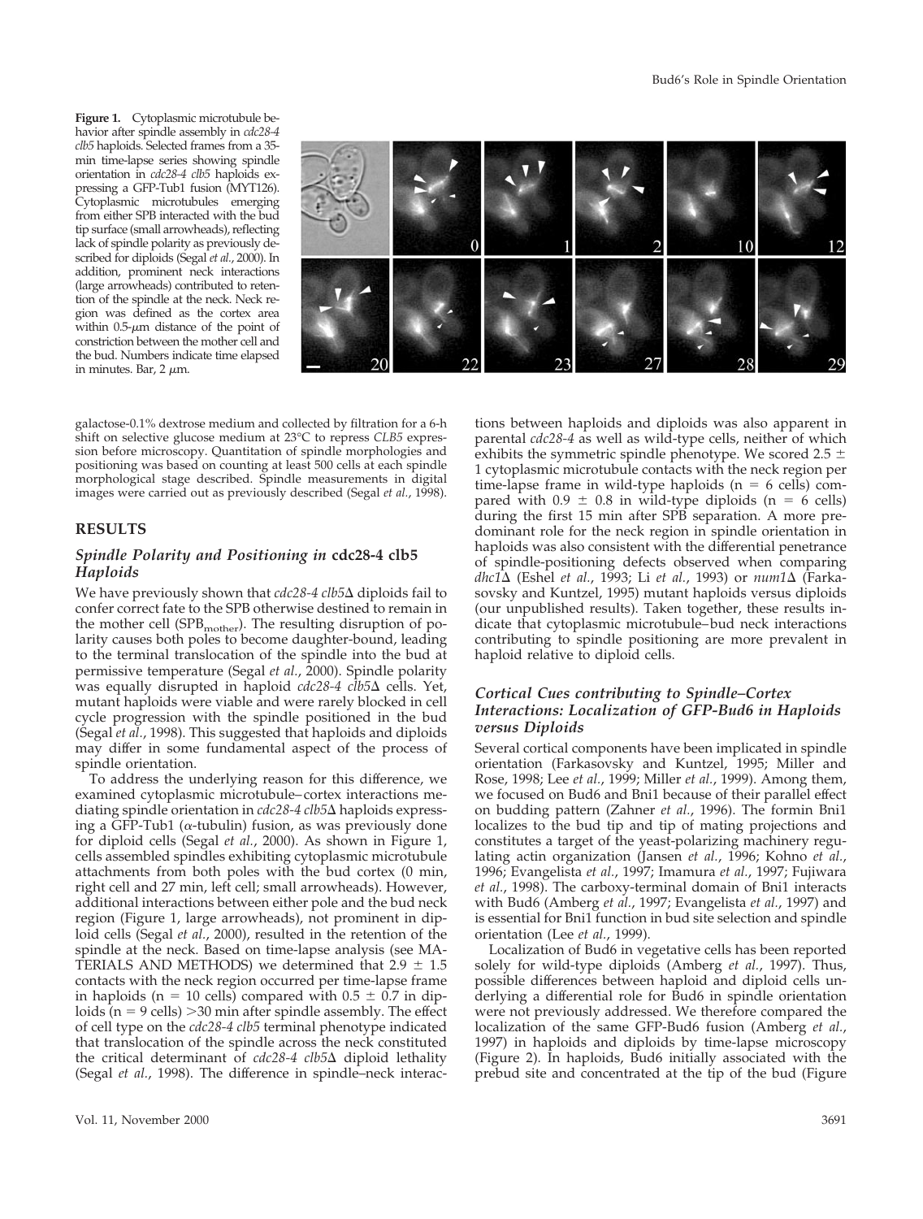**Figure 1.** Cytoplasmic microtubule behavior after spindle assembly in *cdc28-4 clb5* haploids. Selected frames from a 35-min time-lapse series showing spindle orientation in *cdc28-4 clb5* haploids expressing a GFP-Tub1 fusion (MYT126). Cytoplasmic microtubules emerging from either SPB interacted with the bud tip surface (small arrowheads), reflecting lack of spindle polarity as previously described for diploids (Segal *et al.*, 2000). In addition, prominent neck interactions (large arrowheads) contributed to retention of the spindle at the neck. Neck region was defined as the cortex area within 0.5-μm distance of the point of constriction between the mother cell and the bud. Numbers indicate time elapsed in minutes. Bar, 2 μm.

galactose-0.1% dextrose medium and collected by filtration for a 6-h shift on selective glucose medium at 23°C to repress *CLB5* expression before microscopy. Quantitation of spindle morphologies and positioning was based on counting at least 500 cells at each spindle morphological stage described. Spindle measurements in digital images were carried out as previously described (Segal *et al.*, 1998).

## RESULTS

### *Spindle Polarity and Positioning in* cdc28-4 clb5 *Haploids*

We have previously shown that *cdc28-4 clb5*Δ diploids fail to confer correct fate to the SPB otherwise destined to remain in the mother cell ($SPB_{mother}$). The resulting disruption of polarity causes both poles to become daughter-bound, leading to the terminal translocation of the spindle into the bud at permissive temperature (Segal *et al.*, 2000). Spindle polarity was equally disrupted in haploid *cdc28-4 clb5*Δ cells. Yet, mutant haploids were viable and were rarely blocked in cell cycle progression with the spindle positioned in the bud (Segal *et al.*, 1998). This suggested that haploids and diploids may differ in some fundamental aspect of the process of spindle orientation.

To address the underlying reason for this difference, we examined cytoplasmic microtubule–cortex interactions mediating spindle orientation in *cdc28-4 clb5*Δ haploids expressing a GFP-Tub1 (α-tubulin) fusion, as was previously done for diploid cells (Segal *et al.*, 2000). As shown in Figure 1, cells assembled spindles exhibiting cytoplasmic microtubule attachments from both poles with the bud cortex (0 min, right cell and 27 min, left cell; small arrowheads). However, additional interactions between either pole and the bud neck region (Figure 1, large arrowheads), not prominent in diploid cells (Segal *et al.*, 2000), resulted in the retention of the spindle at the neck. Based on time-lapse analysis (see MATERIALS AND METHODS) we determined that 2.9 ± 1.5 contacts with the neck region occurred per time-lapse frame in haploids (n = 10 cells) compared with 0.5 ± 0.7 in diploids (n = 9 cells) >30 min after spindle assembly. The effect of cell type on the *cdc28-4 clb5* terminal phenotype indicated that translocation of the spindle across the neck constituted the critical determinant of *cdc28-4 clb5*Δ diploid lethality (Segal *et al.*, 1998). The difference in spindle–neck interactions between haploids and diploids was also apparent in parental *cdc28-4* as well as wild-type cells, neither of which exhibits the symmetric spindle phenotype. We scored 2.5 ± 1 cytoplasmic microtubule contacts with the neck region per time-lapse frame in wild-type haploids (n = 6 cells) compared with 0.9 ± 0.8 in wild-type diploids (n = 6 cells) during the first 15 min after SPB separation. A more predominant role for the neck region in spindle orientation in haploids was also consistent with the differential penetrance of spindle-positioning defects observed when comparing *dhc1*Δ (Eshel *et al.*, 1993; Li *et al.*, 1993) or *num1*Δ (Farkasovsky and Kuntzel, 1995) mutant haploids versus diploids (our unpublished results). Taken together, these results indicate that cytoplasmic microtubule–bud neck interactions contributing to spindle positioning are more prevalent in haploid relative to diploid cells.

### *Cortical Cues contributing to Spindle–Cortex Interactions: Localization of GFP-Bud6 in Haploids versus Diploids*

Several cortical components have been implicated in spindle orientation (Farkasovsky and Kuntzel, 1995; Miller and Rose, 1998; Lee *et al.*, 1999; Miller *et al.*, 1999). Among them, we focused on Bud6 and Bni1 because of their parallel effect on budding pattern (Zahner *et al.*, 1996). The formin Bni1 localizes to the bud tip and tip of mating projections and constitutes a target of the yeast-polarizing machinery regulating actin organization (Jansen *et al.*, 1996; Kohno *et al.*, 1996; Evangelista *et al.*, 1997; Imamura *et al.*, 1997; Fujiwara *et al.*, 1998). The carboxy-terminal domain of Bni1 interacts with Bud6 (Amberg *et al.*, 1997; Evangelista *et al.*, 1997) and is essential for Bni1 function in bud site selection and spindle orientation (Lee *et al.*, 1999).

Localization of Bud6 in vegetative cells has been reported solely for wild-type diploids (Amberg *et al.*, 1997). Thus, possible differences between haploid and diploid cells underlying a differential role for Bud6 in spindle orientation were not previously addressed. We therefore compared the localization of the same GFP-Bud6 fusion (Amberg *et al.*, 1997) in haploids and diploids by time-lapse microscopy (Figure 2). In haploids, Bud6 initially associated with the prebud site and concentrated at the tip of the bud (Figure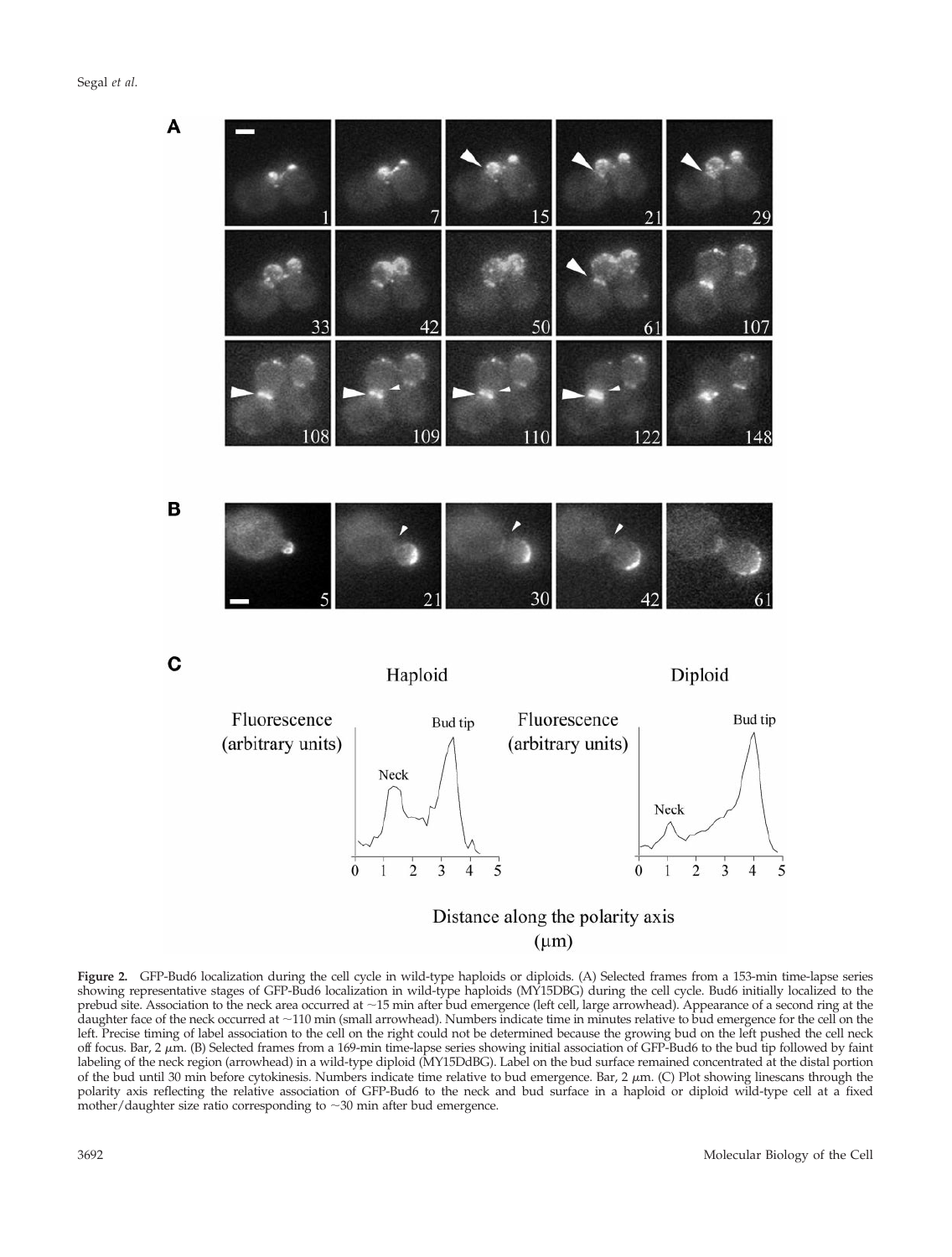**Figure 2.** GFP-Bud6 localization during the cell cycle in wild-type haploids or diploids. (A) Selected frames from a 153-min time-lapse series showing representative stages of GFP-Bud6 localization in wild-type haploids (MY15DBG) during the cell cycle. Bud6 initially localized to the prebud site. Association to the neck area occurred at ~15 min after bud emergence (left cell, large arrowhead). Appearance of a second ring at the daughter face of the neck occurred at ~110 min (small arrowhead). Numbers indicate time in minutes relative to bud emergence for the cell on the left. Precise timing of label association to the cell on the right could not be determined because the growing bud on the left pushed the cell neck off focus. Bar, 2 μm. (B) Selected frames from a 169-min time-lapse series showing initial association of GFP-Bud6 to the bud tip followed by faint labeling of the neck region (arrowhead) in a wild-type diploid (MY15DdBG). Label on the bud surface remained concentrated at the distal portion of the bud until 30 min before cytokinesis. Numbers indicate time relative to bud emergence. Bar, 2 μm. (C) Plot showing linescans through the polarity axis reflecting the relative association of GFP-Bud6 to the neck and bud surface in a haploid or diploid wild-type cell at a fixed mother/daughter size ratio corresponding to ~30 min after bud emergence.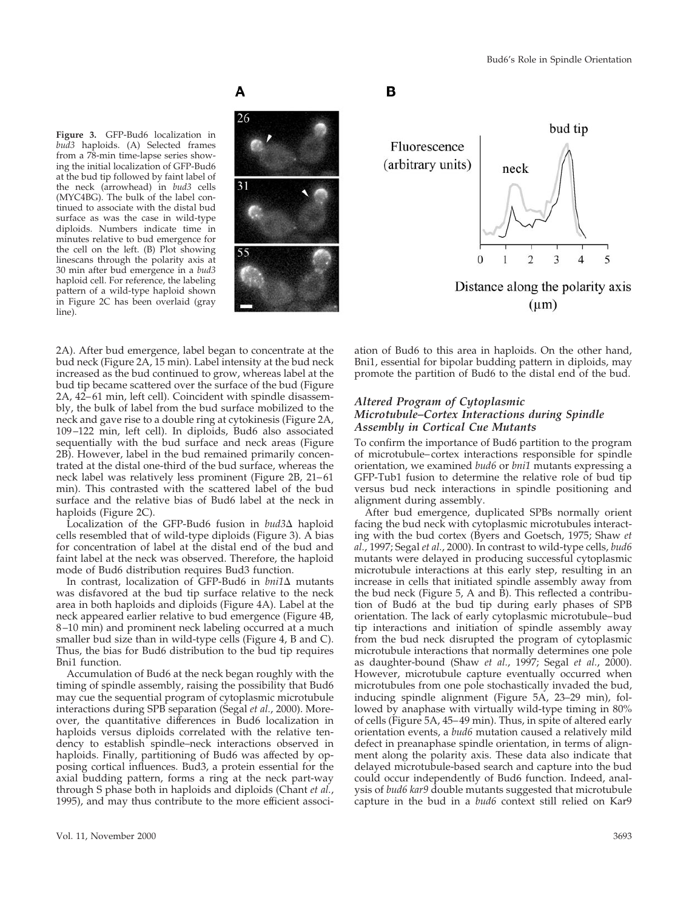**Figure 3.** GFP-Bud6 localization in *bud3* haploids. (A) Selected frames from a 78-min time-lapse series showing the initial localization of GFP-Bud6 at the bud tip followed by faint label of the neck (arrowhead) in *bud3* cells (MYC4BG). The bulk of the label continued to associate with the distal bud surface as was the case in wild-type diploids. Numbers indicate time in minutes relative to bud emergence for the cell on the left. (B) Plot showing linescans through the polarity axis at 30 min after bud emergence in a *bud3* haploid cell. For reference, the labeling pattern of a wild-type haploid shown in Figure 2C has been overlaid (gray line).

2A). After bud emergence, label began to concentrate at the bud neck (Figure 2A, 15 min). Label intensity at the bud neck increased as the bud continued to grow, whereas label at the bud tip became scattered over the surface of the bud (Figure 2A, 42–61 min, left cell). Coincident with spindle disassembly, the bulk of label from the bud surface mobilized to the neck and gave rise to a double ring at cytokinesis (Figure 2A, 109–122 min, left cell). In diploids, Bud6 also associated sequentially with the bud surface and neck areas (Figure 2B). However, label in the bud remained primarily concentrated at the distal one-third of the bud surface, whereas the neck label was relatively less prominent (Figure 2B, 21–61 min). This contrasted with the scattered label of the bud surface and the relative bias of Bud6 label at the neck in haploids (Figure 2C).

Localization of the GFP-Bud6 fusion in *bud3*Δ haploid cells resembled that of wild-type diploids (Figure 3). A bias for concentration of label at the distal end of the bud and faint label at the neck was observed. Therefore, the haploid mode of Bud6 distribution requires Bud3 function.

In contrast, localization of GFP-Bud6 in *bni1*Δ mutants was disfavored at the bud tip surface relative to the neck area in both haploids and diploids (Figure 4A). Label at the neck appeared earlier relative to bud emergence (Figure 4B, 8–10 min) and prominent neck labeling occurred at a much smaller bud size than in wild-type cells (Figure 4, B and C). Thus, the bias for Bud6 distribution to the bud tip requires Bni1 function.

Accumulation of Bud6 at the neck began roughly with the timing of spindle assembly, raising the possibility that Bud6 may cue the sequential program of cytoplasmic microtubule interactions during SPB separation (Segal *et al.*, 2000). Moreover, the quantitative differences in Bud6 localization in haploids versus diploids correlated with the relative tendency to establish spindle–neck interactions observed in haploids. Finally, partitioning of Bud6 was affected by opposing cortical influences. Bud3, a protein essential for the axial budding pattern, forms a ring at the neck part-way through S phase both in haploids and diploids (Chant *et al.*, 1995), and may thus contribute to the more efficient association of Bud6 to this area in haploids. On the other hand, Bni1, essential for bipolar budding pattern in diploids, may promote the partition of Bud6 to the distal end of the bud.

### *Altered Program of Cytoplasmic Microtubule–Cortex Interactions during Spindle Assembly in Cortical Cue Mutants*

To confirm the importance of Bud6 partition to the program of microtubule–cortex interactions responsible for spindle orientation, we examined *bud6* or *bni1* mutants expressing a GFP-Tub1 fusion to determine the relative role of bud tip versus bud neck interactions in spindle positioning and alignment during assembly.

After bud emergence, duplicated SPBs normally orient facing the bud neck with cytoplasmic microtubules interacting with the bud cortex (Byers and Goetsch, 1975; Shaw *et al.*, 1997; Segal *et al.*, 2000). In contrast to wild-type cells, *bud6* mutants were delayed in producing successful cytoplasmic microtubule interactions at this early step, resulting in an increase in cells that initiated spindle assembly away from the bud neck (Figure 5, A and B). This reflected a contribution of Bud6 at the bud tip during early phases of SPB orientation. The lack of early cytoplasmic microtubule–bud tip interactions and initiation of spindle assembly away from the bud neck disrupted the program of cytoplasmic microtubule interactions that normally determines one pole as daughter-bound (Shaw *et al.*, 1997; Segal *et al.*, 2000). However, microtubule capture eventually occurred when microtubules from one pole stochastically invaded the bud, inducing spindle alignment (Figure 5A, 23–29 min), followed by anaphase with virtually wild-type timing in 80% of cells (Figure 5A, 45–49 min). Thus, in spite of altered early orientation events, a *bud6* mutation caused a relatively mild defect in preanaphase spindle orientation, in terms of alignment along the polarity axis. These data also indicate that delayed microtubule-based search and capture into the bud could occur independently of Bud6 function. Indeed, analysis of *bud6 kar9* double mutants suggested that microtubule capture in the bud in a *bud6* context still relied on Kar9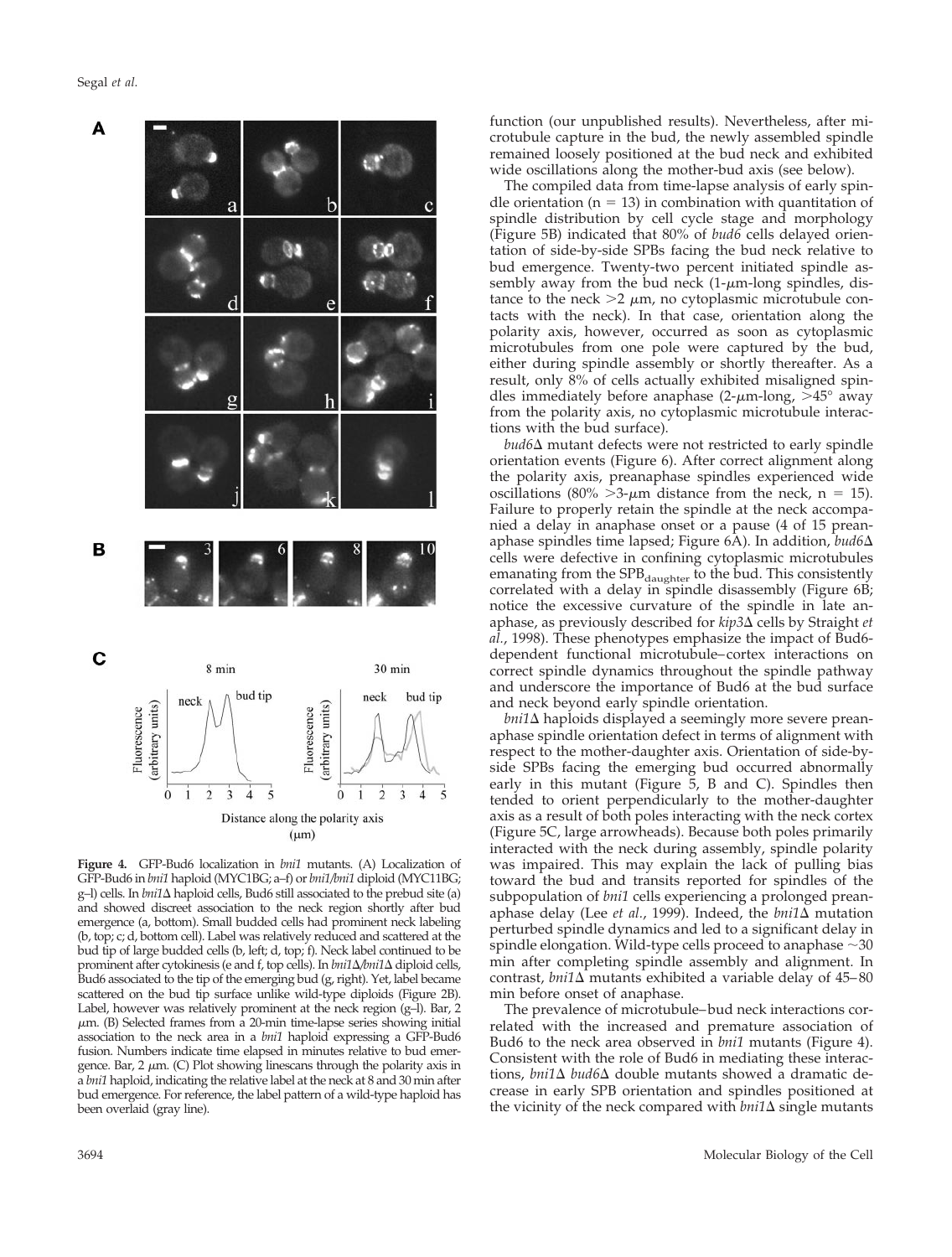**Figure 4.** GFP-Bud6 localization in *bni1* mutants. (A) Localization of GFP-Bud6 in *bni1* haploid (MYC1BG; a–f) or *bni1/bni1* diploid (MYC11BG; g–l) cells. In *bni1*Δ haploid cells, Bud6 still associated to the prebud site (a) and showed discreet association to the neck region shortly after bud emergence (a, bottom). Small budded cells had prominent neck labeling (b, top; c; d, bottom cell). Label was relatively reduced and scattered at the bud tip of large budded cells (b, left; d, top; f). Neck label continued to be prominent after cytokinesis (e and f, top cells). In *bni1*Δ/*bni1*Δ diploid cells, Bud6 associated to the tip of the emerging bud (g, right). Yet, label became scattered on the bud tip surface unlike wild-type diploids (Figure 2B). Label, however was relatively prominent at the neck region (g–l). Bar, 2 μm. (B) Selected frames from a 20-min time-lapse series showing initial association to the neck area in a *bni1* haploid expressing a GFP-Bud6 fusion. Numbers indicate time elapsed in minutes relative to bud emergence. Bar, 2 μm. (C) Plot showing linescans through the polarity axis in a *bni1* haploid, indicating the relative label at the neck at 8 and 30 min after bud emergence. For reference, the label pattern of a wild-type haploid has been overlaid (gray line).

function (our unpublished results). Nevertheless, after microtubule capture in the bud, the newly assembled spindle remained loosely positioned at the bud neck and exhibited wide oscillations along the mother-bud axis (see below).

The compiled data from time-lapse analysis of early spindle orientation (n = 13) in combination with quantitation of spindle distribution by cell cycle stage and morphology (Figure 5B) indicated that 80% of *bud6* cells delayed orientation of side-by-side SPBs facing the bud neck relative to bud emergence. Twenty-two percent initiated spindle assembly away from the bud neck (1-μm-long spindles, distance to the neck >2 μm, no cytoplasmic microtubule contacts with the neck). In that case, orientation along the polarity axis, however, occurred as soon as cytoplasmic microtubules from one pole were captured by the bud, either during spindle assembly or shortly thereafter. As a result, only 8% of cells actually exhibited misaligned spindles immediately before anaphase (2-μm-long, >45° away from the polarity axis, no cytoplasmic microtubule interactions with the bud surface).

*bud6*Δ mutant defects were not restricted to early spindle orientation events (Figure 6). After correct alignment along the polarity axis, preanaphase spindles experienced wide oscillations (80% >3-μm distance from the neck, n = 15). Failure to properly retain the spindle at the neck accompanied a delay in anaphase onset or a pause (4 of 15 preanaphase spindles time lapsed; Figure 6A). In addition, *bud6*Δ cells were defective in confining cytoplasmic microtubules emanating from the $SPB_{daughter}$ to the bud. This consistently correlated with a delay in spindle disassembly (Figure 6B; notice the excessive curvature of the spindle in late anaphase, as previously described for *kip3*Δ cells by Straight *et al.*, 1998). These phenotypes emphasize the impact of Bud6-dependent functional microtubule–cortex interactions on correct spindle dynamics throughout the spindle pathway and underscore the importance of Bud6 at the bud surface and neck beyond early spindle orientation.

*bni1*Δ haploids displayed a seemingly more severe preanaphase spindle orientation defect in terms of alignment with respect to the mother-daughter axis. Orientation of side-by-side SPBs facing the emerging bud occurred abnormally early in this mutant (Figure 5, B and C). Spindles then tended to orient perpendicularly to the mother-daughter axis as a result of both poles interacting with the neck cortex (Figure 5C, large arrowheads). Because both poles primarily interacted with the neck during assembly, spindle polarity was impaired. This may explain the lack of pulling bias toward the bud and transits reported for spindles of the subpopulation of *bni1* cells experiencing a prolonged preanaphase delay (Lee *et al.*, 1999). Indeed, the *bni1*Δ mutation perturbed spindle dynamics and led to a significant delay in spindle elongation. Wild-type cells proceed to anaphase ~30 min after completing spindle assembly and alignment. In contrast, *bni1*Δ mutants exhibited a variable delay of 45–80 min before onset of anaphase.

The prevalence of microtubule–bud neck interactions correlated with the increased and premature association of Bud6 to the neck area observed in *bni1* mutants (Figure 4). Consistent with the role of Bud6 in mediating these interactions, *bni1*Δ *bud6*Δ double mutants showed a dramatic decrease in early SPB orientation and spindles positioned at the vicinity of the neck compared with *bni1*Δ single mutants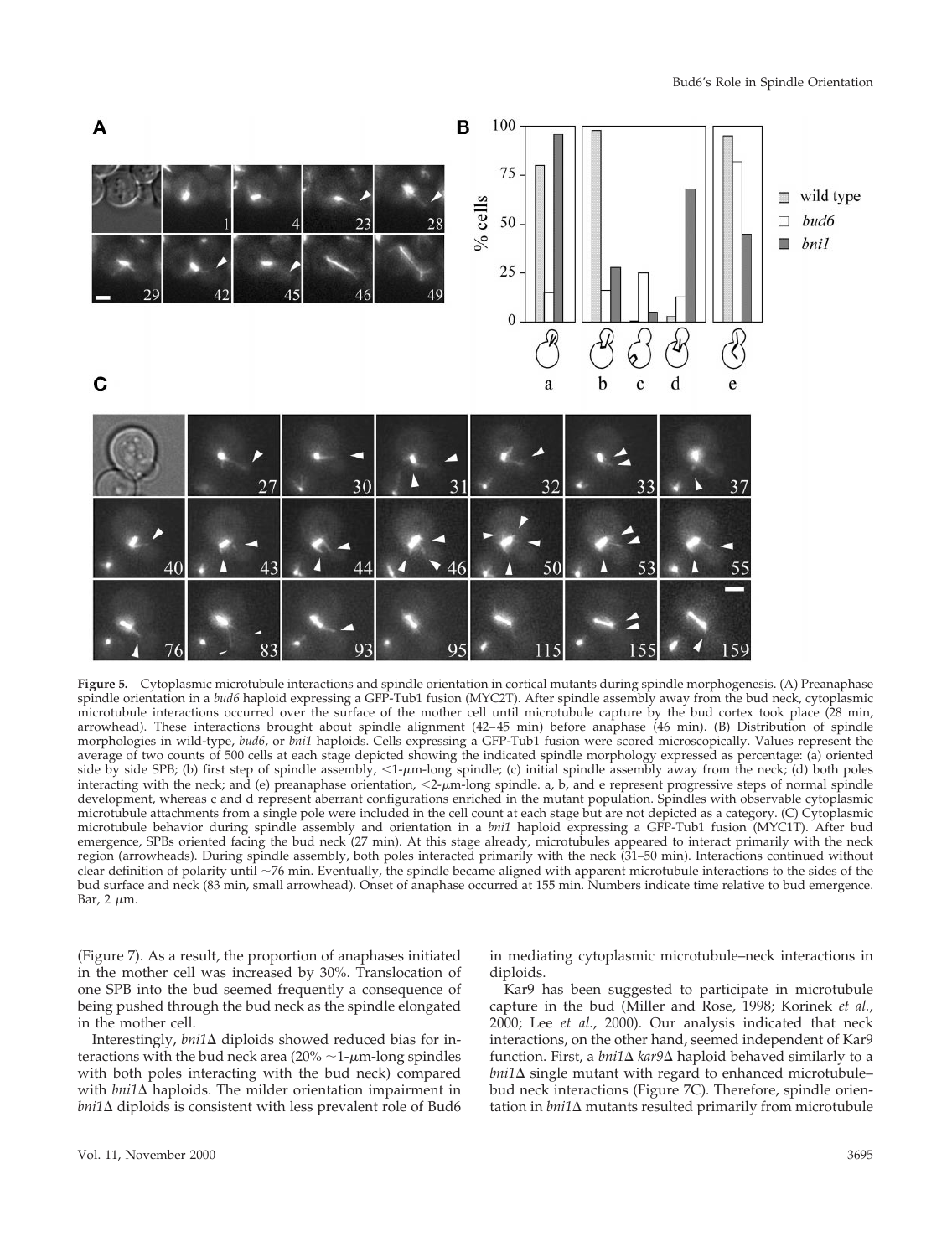**Figure 5.** Cytoplasmic microtubule interactions and spindle orientation in cortical mutants during spindle morphogenesis. (A) Preanaphase spindle orientation in a *bud6* haploid expressing a GFP-Tub1 fusion (MYC2T). After spindle assembly away from the bud neck, cytoplasmic microtubule interactions occurred over the surface of the mother cell until microtubule capture by the bud cortex took place (28 min, arrowhead). These interactions brought about spindle alignment (42–45 min) before anaphase (46 min). (B) Distribution of spindle morphologies in wild-type, *bud6*, or *bni1* haploids. Cells expressing a GFP-Tub1 fusion were scored microscopically. Values represent the average of two counts of 500 cells at each stage depicted showing the indicated spindle morphology expressed as percentage: (a) oriented side by side SPB; (b) first step of spindle assembly, <1-μm-long spindle; (c) initial spindle assembly away from the neck; (d) both poles interacting with the neck; and (e) preanaphase orientation, <2-μm-long spindle. a, b, and e represent progressive steps of normal spindle development, whereas c and d represent aberrant configurations enriched in the mutant population. Spindles with observable cytoplasmic microtubule attachments from a single pole were included in the cell count at each stage but are not depicted as a category. (C) Cytoplasmic microtubule behavior during spindle assembly and orientation in a *bni1* haploid expressing a GFP-Tub1 fusion (MYC1T). After bud emergence, SPBs oriented facing the bud neck (27 min). At this stage already, microtubules appeared to interact primarily with the neck region (arrowheads). During spindle assembly, both poles interacted primarily with the neck (31–50 min). Interactions continued without clear definition of polarity until ~76 min. Eventually, the spindle became aligned with apparent microtubule interactions to the sides of the bud surface and neck (83 min, small arrowhead). Onset of anaphase occurred at 155 min. Numbers indicate time relative to bud emergence. Bar, 2 μm.

(Figure 7). As a result, the proportion of anaphases initiated in the mother cell was increased by 30%. Translocation of one SPB into the bud seemed frequently a consequence of being pushed through the bud neck as the spindle elongated in the mother cell.

Interestingly, *bni1*Δ diploids showed reduced bias for interactions with the bud neck area (20% ~1-μm-long spindles with both poles interacting with the bud neck) compared with *bni1*Δ haploids. The milder orientation impairment in *bni1*Δ diploids is consistent with less prevalent role of Bud6 in mediating cytoplasmic microtubule–neck interactions in diploids.

Kar9 has been suggested to participate in microtubule capture in the bud (Miller and Rose, 1998; Korinek *et al.*, 2000; Lee *et al.*, 2000). Our analysis indicated that neck interactions, on the other hand, seemed independent of Kar9 function. First, a *bni1*Δ *kar9*Δ haploid behaved similarly to a *bni1*Δ single mutant with regard to enhanced microtubule–bud neck interactions (Figure 7C). Therefore, spindle orientation in *bni1*Δ mutants resulted primarily from microtubule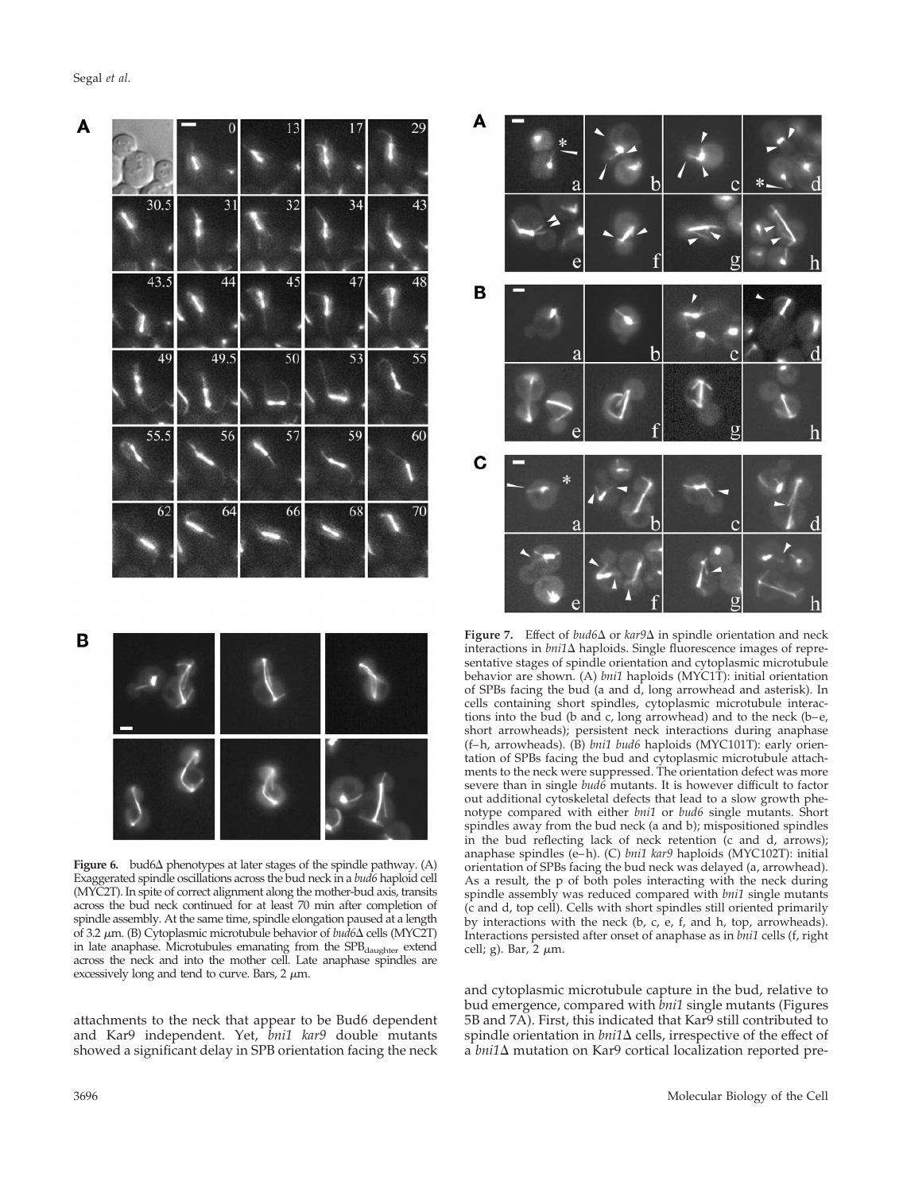**Figure 6.** bud6Δ phenotypes at later stages of the spindle pathway. (A) Exaggerated spindle oscillations across the bud neck in a *bud6* haploid cell (MYC2T). In spite of correct alignment along the mother-bud axis, transits across the bud neck continued for at least 70 min after completion of spindle assembly. At the same time, spindle elongation paused at a length of 3.2 μm. (B) Cytoplasmic microtubule behavior of *bud6*Δ cells (MYC2T) in late anaphase. Microtubules emanating from the $SPB_{daughter}$ extend across the neck and into the mother cell. Late anaphase spindles are excessively long and tend to curve. Bars, 2 μm.

attachments to the neck that appear to be Bud6 dependent and Kar9 independent. Yet, *bni1 kar9* double mutants showed a significant delay in SPB orientation facing the neck

**Figure 7.** Effect of *bud6*Δ or *kar9*Δ in spindle orientation and neck interactions in *bni1*Δ haploids. Single fluorescence images of representative stages of spindle orientation and cytoplasmic microtubule behavior are shown. (A) *bni1* haploids (MYC1T): initial orientation of SPBs facing the bud (a and d, long arrowhead and asterisk). In cells containing short spindles, cytoplasmic microtubule interactions into the bud (b and c, long arrowhead) and to the neck (b–e, short arrowheads); persistent neck interactions during anaphase (f–h, arrowheads). (B) *bni1 bud6* haploids (MYC101T): early orientation of SPBs facing the bud and cytoplasmic microtubule attachments to the neck were suppressed. The orientation defect was more severe than in single *bud6* mutants. It is however difficult to factor out additional cytoskeletal defects that lead to a slow growth phenotype compared with either *bni1* or *bud6* single mutants. Short spindles away from the bud neck (a and b); mispositioned spindles in the bud reflecting lack of neck retention (c and d, arrows); anaphase spindles (e–h). (C) *bni1 kar9* haploids (MYC102T): initial orientation of SPBs facing the bud neck was delayed (a, arrowhead). As a result, the p of both poles interacting with the neck during spindle assembly was reduced compared with *bni1* single mutants (c and d, top cell). Cells with short spindles still oriented primarily by interactions with the neck (b, c, e, f, and h, top, arrowheads). Interactions persisted after onset of anaphase as in *bni1* cells (f, right cell; g). Bar, 2 μm.

and cytoplasmic microtubule capture in the bud, relative to bud emergence, compared with *bni1* single mutants (Figures 5B and 7A). First, this indicated that Kar9 still contributed to spindle orientation in *bni1*Δ cells, irrespective of the effect of a *bni1*Δ mutation on Kar9 cortical localization reported pre-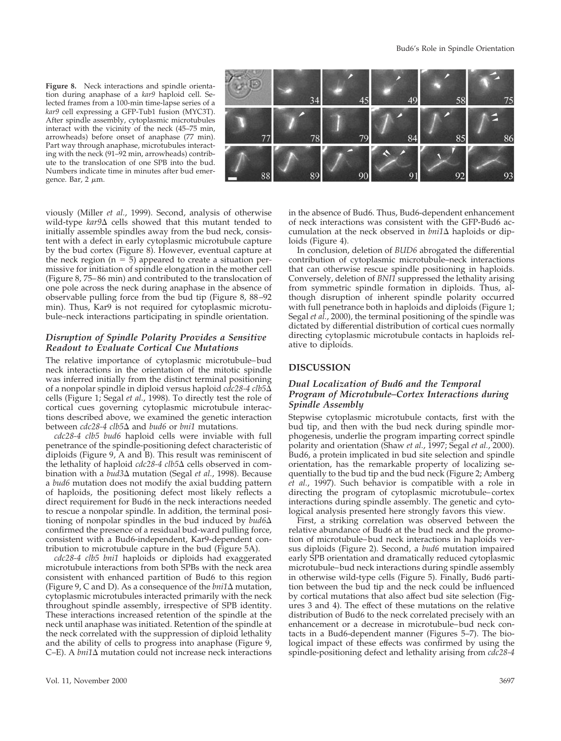**Figure 8.** Neck interactions and spindle orientation during anaphase of a *kar9* haploid cell. Selected frames from a 100-min time-lapse series of a *kar9* cell expressing a GFP-Tub1 fusion (MYC3T). After spindle assembly, cytoplasmic microtubules interact with the vicinity of the neck (45–75 min, arrowheads) before onset of anaphase (77 min). Part way through anaphase, microtubules interacting with the neck (91–92 min, arrowheads) contribute to the translocation of one SPB into the bud. Numbers indicate time in minutes after bud emergence. Bar, 2 μm.

viously (Miller *et al.*, 1999). Second, analysis of otherwise wild-type *kar9*Δ cells showed that this mutant tended to initially assemble spindles away from the bud neck, consistent with a defect in early cytoplasmic microtubule capture by the bud cortex (Figure 8). However, eventual capture at the neck region (n = 5) appeared to create a situation permissive for initiation of spindle elongation in the mother cell (Figure 8, 75–86 min) and contributed to the translocation of one pole across the neck during anaphase in the absence of observable pulling force from the bud tip (Figure 8, 88–92 min). Thus, Kar9 is not required for cytoplasmic microtubule–neck interactions participating in spindle orientation.

### *Disruption of Spindle Polarity Provides a Sensitive Readout to Evaluate Cortical Cue Mutations*

The relative importance of cytoplasmic microtubule–bud neck interactions in the orientation of the mitotic spindle was inferred initially from the distinct terminal positioning of a nonpolar spindle in diploid versus haploid *cdc28-4 clb5*Δ cells (Figure 1; Segal *et al.*, 1998). To directly test the role of cortical cues governing cytoplasmic microtubule interactions described above, we examined the genetic interaction between *cdc28-4 clb5*Δ and *bud6* or *bni1* mutations.

*cdc28-4 clb5 bud6* haploid cells were inviable with full penetrance of the spindle-positioning defect characteristic of diploids (Figure 9, A and B). This result was reminiscent of the lethality of haploid *cdc28-4 clb5*Δ cells observed in combination with a *bud3*Δ mutation (Segal *et al.*, 1998). Because a *bud6* mutation does not modify the axial budding pattern of haploids, the positioning defect most likely reflects a direct requirement for Bud6 in the neck interactions needed to rescue a nonpolar spindle. In addition, the terminal positioning of nonpolar spindles in the bud induced by *bud6*Δ confirmed the presence of a residual bud-ward pulling force, consistent with a Bud6-independent, Kar9-dependent contribution to microtubule capture in the bud (Figure 5A).

*cdc28-4 clb5 bni1* haploids or diploids had exaggerated microtubule interactions from both SPBs with the neck area consistent with enhanced partition of Bud6 to this region (Figure 9, C and D). As a consequence of the *bni1*Δ mutation, cytoplasmic microtubules interacted primarily with the neck throughout spindle assembly, irrespective of SPB identity. These interactions increased retention of the spindle at the neck until anaphase was initiated. Retention of the spindle at the neck correlated with the suppression of diploid lethality and the ability of cells to progress into anaphase (Figure 9, C–E). A *bni1*Δ mutation could not increase neck interactions in the absence of Bud6. Thus, Bud6-dependent enhancement of neck interactions was consistent with the GFP-Bud6 accumulation at the neck observed in *bni1*Δ haploids or diploids (Figure 4).

In conclusion, deletion of *BUD6* abrogated the differential contribution of cytoplasmic microtubule–neck interactions that can otherwise rescue spindle positioning in haploids. Conversely, deletion of *BNI1* suppressed the lethality arising from symmetric spindle formation in diploids. Thus, although disruption of inherent spindle polarity occurred with full penetrance both in haploids and diploids (Figure 1; Segal *et al.*, 2000), the terminal positioning of the spindle was dictated by differential distribution of cortical cues normally directing cytoplasmic microtubule contacts in haploids relative to diploids.

## DISCUSSION

### *Dual Localization of Bud6 and the Temporal Program of Microtubule–Cortex Interactions during Spindle Assembly*

Stepwise cytoplasmic microtubule contacts, first with the bud tip, and then with the bud neck during spindle morphogenesis, underlie the program imparting correct spindle polarity and orientation (Shaw *et al.*, 1997; Segal *et al.*, 2000). Bud6, a protein implicated in bud site selection and spindle orientation, has the remarkable property of localizing sequentially to the bud tip and the bud neck (Figure 2; Amberg *et al.*, 1997). Such behavior is compatible with a role in directing the program of cytoplasmic microtubule–cortex interactions during spindle assembly. The genetic and cytological analysis presented here strongly favors this view.

First, a striking correlation was observed between the relative abundance of Bud6 at the bud neck and the promotion of microtubule–bud neck interactions in haploids versus diploids (Figure 2). Second, a *bud6* mutation impaired early SPB orientation and dramatically reduced cytoplasmic microtubule–bud neck interactions during spindle assembly in otherwise wild-type cells (Figure 5). Finally, Bud6 partition between the bud tip and the neck could be influenced by cortical mutations that also affect bud site selection (Figures 3 and 4). The effect of these mutations on the relative distribution of Bud6 to the neck correlated precisely with an enhancement or a decrease in microtubule–bud neck contacts in a Bud6-dependent manner (Figures 5–7). The biological impact of these effects was confirmed by using the spindle-positioning defect and lethality arising from *cdc28-4*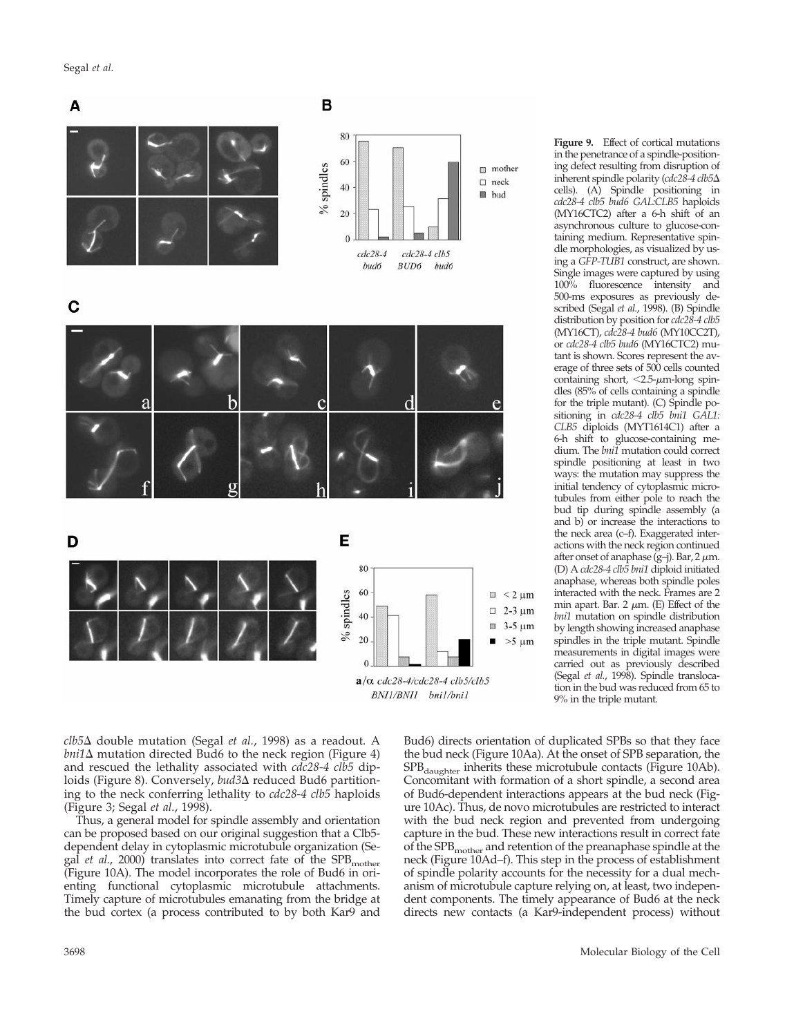**Figure 9.** Effect of cortical mutations in the penetrance of a spindle-positioning defect resulting from disruption of inherent spindle polarity (*cdc28-4 clb5*Δ cells). (A) Spindle positioning in *cdc28-4 clb5 bud6 GAL:CLB5* haploids (MY16CTC2) after a 6-h shift of an asynchronous culture to glucose-containing medium. Representative spindle morphologies, as visualized by using a *GFP-TUB1* construct, are shown. Single images were captured by using 100% fluorescence intensity and 500-ms exposures as previously described (Segal *et al.*, 1998). (B) Spindle distribution by position for *cdc28-4 clb5* (MY16CT), *cdc28-4 bud6* (MY10CC2T), or *cdc28-4 clb5 bud6* (MY16CTC2) mutant is shown. Scores represent the average of three sets of 500 cells counted containing short, <2.5-μm-long spindles (85% of cells containing a spindle for the triple mutant). (C) Spindle positioning in *cdc28-4 clb5 bni1 GAL1:CLB5* diploids (MYT1614C1) after a 6-h shift to glucose-containing medium. The *bni1* mutation could correct spindle positioning at least in two ways: the mutation may suppress the initial tendency of cytoplasmic microtubules from either pole to reach the bud tip during spindle assembly (a and b) or increase the interactions to the neck area (c–f). Exaggerated interactions with the neck region continued after onset of anaphase (g–j). Bar, 2 μm. (D) A *cdc28-4 clb5 bni1* diploid initiated anaphase, whereas both spindle poles interacted with the neck. Frames are 2 min apart. Bar, 2 μm. (E) Effect of the *bni1* mutation on spindle distribution by length showing increased anaphase spindles in the triple mutant. Spindle measurements in digital images were carried out as previously described (Segal *et al.*, 1998). Spindle translocation in the bud was reduced from 65 to 9% in the triple mutant.

*clb5*Δ double mutation (Segal *et al.*, 1998) as a readout. A *bni1*Δ mutation directed Bud6 to the neck region (Figure 4) and rescued the lethality associated with *cdc28-4 clb5* diploids (Figure 8). Conversely, *bud3*Δ reduced Bud6 partitioning to the neck conferring lethality to *cdc28-4 clb5* haploids (Figure 3; Segal *et al.*, 1998).

Thus, a general model for spindle assembly and orientation can be proposed based on our original suggestion that a Clb5-dependent delay in cytoplasmic microtubule organization (Segal *et al.*, 2000) translates into correct fate of the $SPB_{mother}$ (Figure 10A). The model incorporates the role of Bud6 in orienting functional cytoplasmic microtubule attachments. Timely capture of microtubules emanating from the bridge at the bud cortex (a process contributed to by both Kar9 and Bud6) directs orientation of duplicated SPBs so that they face the bud neck (Figure 10Aa). At the onset of SPB separation, the $SPB_{daughter}$ inherits these microtubule contacts (Figure 10Ab). Concomitant with formation of a short spindle, a second area of Bud6-dependent interactions appears at the bud neck (Figure 10Ac). Thus, de novo microtubules are restricted to interact with the bud neck region and prevented from undergoing capture in the bud. These new interactions result in correct fate of the $SPB_{mother}$ and retention of the preanaphase spindle at the neck (Figure 10Ad–f). This step in the process of establishment of spindle polarity accounts for the necessity for a dual mechanism of microtubule capture relying on, at least, two independent components. The timely appearance of Bud6 at the neck directs new contacts (a Kar9-independent process) without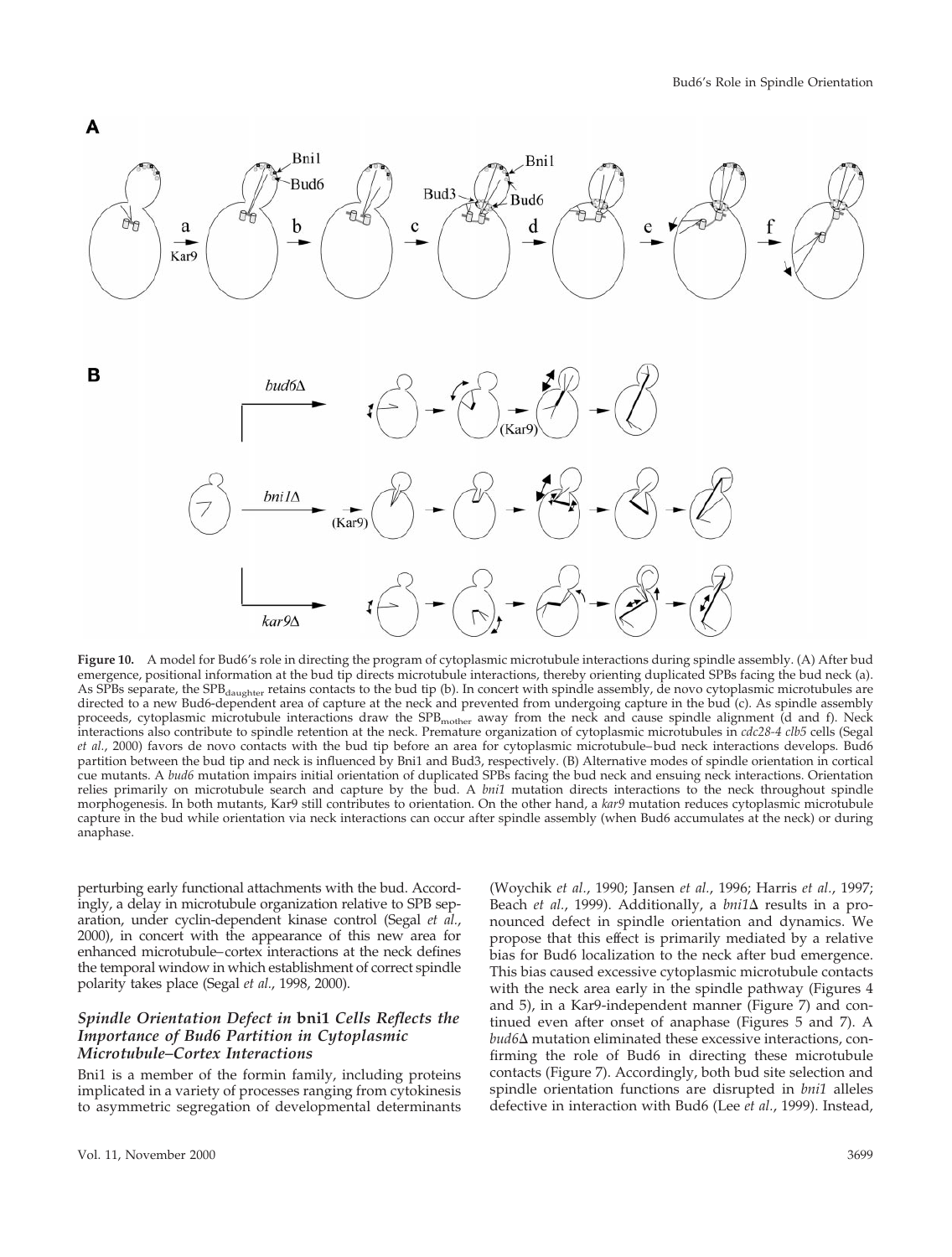**Figure 10.** A model for Bud6's role in directing the program of cytoplasmic microtubule interactions during spindle assembly. (A) After bud emergence, positional information at the bud tip directs microtubule interactions, thereby orienting duplicated SPBs facing the bud neck (a). As SPBs separate, the $SPB_{daughter}$ retains contacts to the bud tip (b). In concert with spindle assembly, de novo cytoplasmic microtubules are directed to a new Bud6-dependent area of capture at the neck and prevented from undergoing capture in the bud (c). As spindle assembly proceeds, cytoplasmic microtubule interactions draw the $SPB_{mother}$ away from the neck and cause spindle alignment (d and f). Neck interactions also contribute to spindle retention at the neck. Premature organization of cytoplasmic microtubules in *cdc28-4 clb5* cells (Segal *et al.*, 2000) favors de novo contacts with the bud tip before an area for cytoplasmic microtubule–bud neck interactions develops. Bud6 partition between the bud tip and neck is influenced by Bni1 and Bud3, respectively. (B) Alternative modes of spindle orientation in cortical cue mutants. A *bud6* mutation impairs initial orientation of duplicated SPBs facing the bud neck and ensuing neck interactions. Orientation relies primarily on microtubule search and capture by the bud. A *bni1* mutation directs interactions to the neck throughout spindle morphogenesis. In both mutants, Kar9 still contributes to orientation. On the other hand, a *kar9* mutation reduces cytoplasmic microtubule capture in the bud while orientation via neck interactions can occur after spindle assembly (when Bud6 accumulates at the neck) or during anaphase.

perturbing early functional attachments with the bud. Accordingly, a delay in microtubule organization relative to SPB separation, under cyclin-dependent kinase control (Segal *et al.*, 2000), in concert with the appearance of this new area for enhanced microtubule–cortex interactions at the neck defines the temporal window in which establishment of correct spindle polarity takes place (Segal *et al.*, 1998, 2000).

### *Spindle Orientation Defect in* bni1 *Cells Reflects the Importance of Bud6 Partition in Cytoplasmic Microtubule–Cortex Interactions*

Bni1 is a member of the formin family, including proteins implicated in a variety of processes ranging from cytokinesis to asymmetric segregation of developmental determinants (Woychik *et al.*, 1990; Jansen *et al.*, 1996; Harris *et al.*, 1997; Beach *et al.*, 1999). Additionally, a *bni1*Δ results in a pronounced defect in spindle orientation and dynamics. We propose that this effect is primarily mediated by a relative bias for Bud6 localization to the neck after bud emergence. This bias caused excessive cytoplasmic microtubule contacts with the neck area early in the spindle pathway (Figures 4 and 5), in a Kar9-independent manner (Figure 7) and continued even after onset of anaphase (Figures 5 and 7). A *bud6*Δ mutation eliminated these excessive interactions, confirming the role of Bud6 in directing these microtubule contacts (Figure 7). Accordingly, both bud site selection and spindle orientation functions are disrupted in *bni1* alleles defective in interaction with Bud6 (Lee *et al.*, 1999). Instead,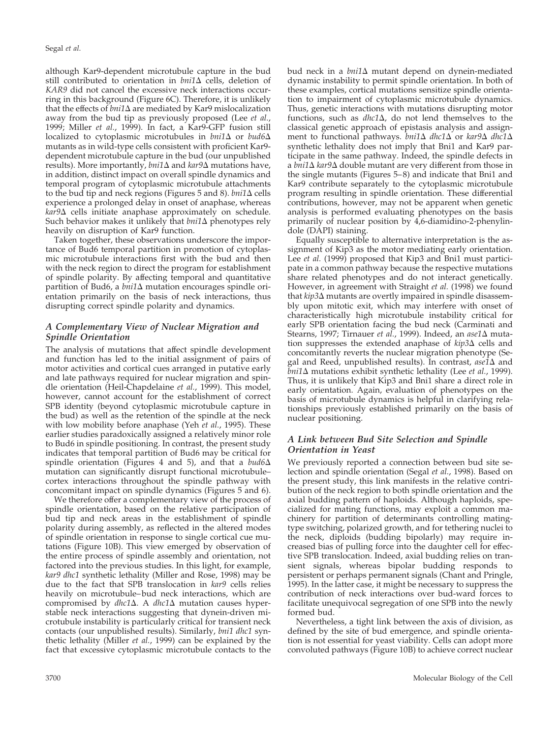although Kar9-dependent microtubule capture in the bud still contributed to orientation in *bni1Δ* cells, deletion of *KAR9* did not cancel the excessive neck interactions occurring in this background (Figure 6C). Therefore, it is unlikely that the effects of *bni1Δ* are mediated by Kar9 mislocalization away from the bud tip as previously proposed (Lee *et al.*, 1999; Miller *et al.*, 1999). In fact, a Kar9-GFP fusion still localized to cytoplasmic microtubules in *bni1Δ* or *bud6Δ* mutants as in wild-type cells consistent with proficient Kar9-dependent microtubule capture in the bud (our unpublished results). More importantly, *bni1Δ* and *kar9Δ* mutations have, in addition, distinct impact on overall spindle dynamics and temporal program of cytoplasmic microtubule attachments to the bud tip and neck regions (Figures 5 and 8). *bni1Δ* cells experience a prolonged delay in onset of anaphase, whereas *kar9Δ* cells initiate anaphase approximately on schedule. Such behavior makes it unlikely that *bni1Δ* phenotypes rely heavily on disruption of Kar9 function.

Taken together, these observations underscore the importance of Bud6 temporal partition in promotion of cytoplasmic microtubule interactions first with the bud and then with the neck region to direct the program for establishment of spindle polarity. By affecting temporal and quantitative partition of Bud6, a *bni1Δ* mutation encourages spindle orientation primarily on the basis of neck interactions, thus disrupting correct spindle polarity and dynamics.

### *A Complementary View of Nuclear Migration and Spindle Orientation*

The analysis of mutations that affect spindle development and function has led to the initial assignment of pairs of motor activities and cortical cues arranged in putative early and late pathways required for nuclear migration and spindle orientation (Heil-Chapdelaine *et al.*, 1999). This model, however, cannot account for the establishment of correct SPB identity (beyond cytoplasmic microtubule capture in the bud) as well as the retention of the spindle at the neck with low mobility before anaphase (Yeh *et al.*, 1995). These earlier studies paradoxically assigned a relatively minor role to Bud6 in spindle positioning. In contrast, the present study indicates that temporal partition of Bud6 may be critical for spindle orientation (Figures 4 and 5), and that a *bud6Δ* mutation can significantly disrupt functional microtubule–cortex interactions throughout the spindle pathway with concomitant impact on spindle dynamics (Figures 5 and 6).

We therefore offer a complementary view of the process of spindle orientation, based on the relative participation of bud tip and neck areas in the establishment of spindle polarity during assembly, as reflected in the altered modes of spindle orientation in response to single cortical cue mutations (Figure 10B). This view emerged by observation of the entire process of spindle assembly and orientation, not factored into the previous studies. In this light, for example, *kar9 dhc1* synthetic lethality (Miller and Rose, 1998) may be due to the fact that SPB translocation in *kar9* cells relies heavily on microtubule–bud neck interactions, which are compromised by *dhc1Δ*. A *dhc1Δ* mutation causes hyperstable neck interactions suggesting that dynein-driven microtubule instability is particularly critical for transient neck contacts (our unpublished results). Similarly, *bni1 dhc1* synthetic lethality (Miller *et al.*, 1999) can be explained by the fact that excessive cytoplasmic microtubule contacts to the bud neck in a *bni1Δ* mutant depend on dynein-mediated dynamic instability to permit spindle orientation. In both of these examples, cortical mutations sensitize spindle orientation to impairment of cytoplasmic microtubule dynamics. Thus, genetic interactions with mutations disrupting motor functions, such as *dhc1Δ*, do not lend themselves to the classical genetic approach of epistasis analysis and assignment to functional pathways. *bni1Δ dhc1Δ* or *kar9Δ dhc1Δ* synthetic lethality does not imply that Bni1 and Kar9 participate in the same pathway. Indeed, the spindle defects in a *bni1Δ kar9Δ* double mutant are very different from those in the single mutants (Figures 5–8) and indicate that Bni1 and Kar9 contribute separately to the cytoplasmic microtubule program resulting in spindle orientation. These differential contributions, however, may not be apparent when genetic analysis is performed evaluating phenotypes on the basis primarily of nuclear position by 4,6-diamidino-2-phenylindole (DAPI) staining.

Equally susceptible to alternative interpretation is the assignment of Kip3 as the motor mediating early orientation. Lee *et al.* (1999) proposed that Kip3 and Bni1 must participate in a common pathway because the respective mutations share related phenotypes and do not interact genetically. However, in agreement with Straight *et al.* (1998) we found that *kip3Δ* mutants are overtly impaired in spindle disassembly upon mitotic exit, which may interfere with onset of characteristically high microtubule instability critical for early SPB orientation facing the bud neck (Carminati and Stearns, 1997; Tirnauer *et al.*, 1999). Indeed, an *ase1Δ* mutation suppresses the extended anaphase of *kip3Δ* cells and concomitantly reverts the nuclear migration phenotype (Segal and Reed, unpublished results). In contrast, *ase1Δ* and *bni1Δ* mutations exhibit synthetic lethality (Lee *et al.*, 1999). Thus, it is unlikely that Kip3 and Bni1 share a direct role in early orientation. Again, evaluation of phenotypes on the basis of microtubule dynamics is helpful in clarifying relationships previously established primarily on the basis of nuclear positioning.

### *A Link between Bud Site Selection and Spindle Orientation in Yeast*

We previously reported a connection between bud site selection and spindle orientation (Segal *et al.*, 1998). Based on the present study, this link manifests in the relative contribution of the neck region to both spindle orientation and the axial budding pattern of haploids. Although haploids, specialized for mating functions, may exploit a common machinery for partition of determinants controlling mating-type switching, polarized growth, and for tethering nuclei to the neck, diploids (budding bipolarly) may require increased bias of pulling force into the daughter cell for effective SPB translocation. Indeed, axial budding relies on transient signals, whereas bipolar budding responds to persistent or perhaps permanent signals (Chant and Pringle, 1995). In the latter case, it might be necessary to suppress the contribution of neck interactions over bud-ward forces to facilitate unequivocal segregation of one SPB into the newly formed bud.

Nevertheless, a tight link between the axis of division, as defined by the site of bud emergence, and spindle orientation is not essential for yeast viability. Cells can adopt more convoluted pathways (Figure 10B) to achieve correct nuclear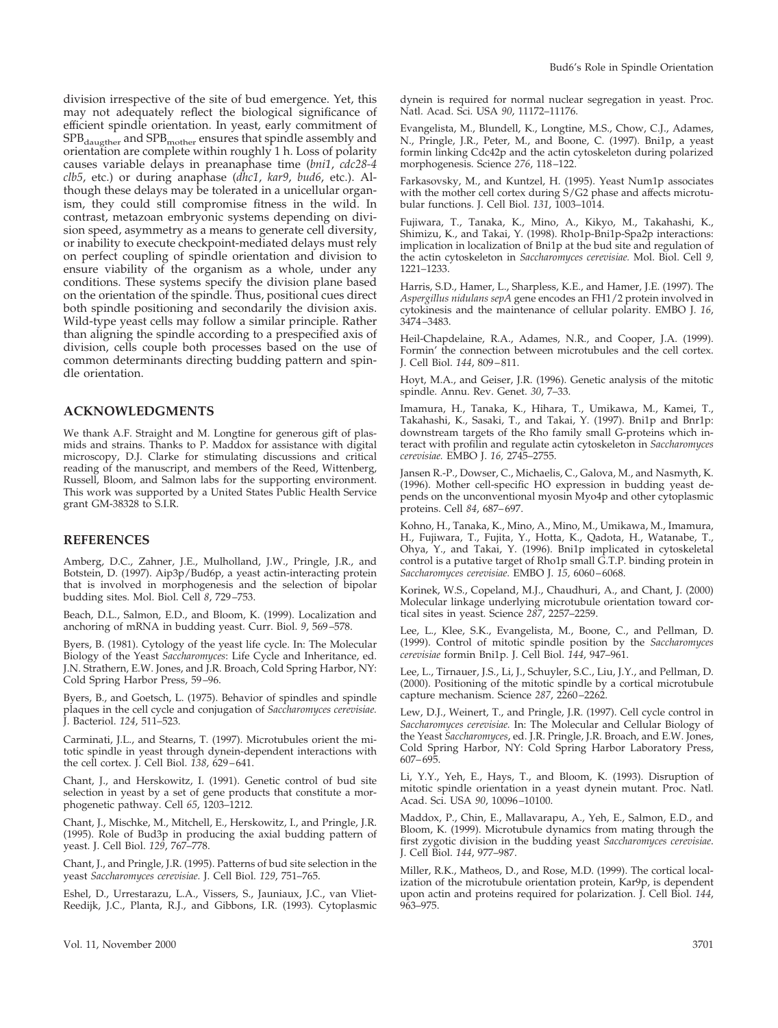division irrespective of the site of bud emergence. Yet, this may not adequately reflect the biological significance of efficient spindle orientation. In yeast, early commitment of $SPB_{daugther}$ and $SPB_{mother}$ ensures that spindle assembly and orientation are complete within roughly 1 h. Loss of polarity causes variable delays in preanaphase time (*bni1*, *cdc28-4 clb5*, etc.) or during anaphase (*dhc1*, *kar9*, *bud6*, etc.). Although these delays may be tolerated in a unicellular organism, they could still compromise fitness in the wild. In contrast, metazoan embryonic systems depending on division speed, asymmetry as a means to generate cell diversity, or inability to execute checkpoint-mediated delays must rely on perfect coupling of spindle orientation and division to ensure viability of the organism as a whole, under any conditions. These systems specify the division plane based on the orientation of the spindle. Thus, positional cues direct both spindle positioning and secondarily the division axis. Wild-type yeast cells may follow a similar principle. Rather than aligning the spindle according to a prespecified axis of division, cells couple both processes based on the use of common determinants directing budding pattern and spindle orientation.

## ACKNOWLEDGMENTS

We thank A.F. Straight and M. Longtine for generous gift of plasmids and strains. Thanks to P. Maddox for assistance with digital microscopy, D.J. Clarke for stimulating discussions and critical reading of the manuscript, and members of the Reed, Wittenberg, Russell, Bloom, and Salmon labs for the supporting environment. This work was supported by a United States Public Health Service grant GM-38328 to S.I.R.

## REFERENCES

Amberg, D.C., Zahner, J.E., Mulholland, J.W., Pringle, J.R., and Botstein, D. (1997). Aip3p/Bud6p, a yeast actin-interacting protein that is involved in morphogenesis and the selection of bipolar budding sites. Mol. Biol. Cell *8*, 729–753.

Beach, D.L., Salmon, E.D., and Bloom, K. (1999). Localization and anchoring of mRNA in budding yeast. Curr. Biol. *9*, 569–578.

Byers, B. (1981). Cytology of the yeast life cycle. In: The Molecular Biology of the Yeast *Saccharomyces*: Life Cycle and Inheritance, ed. J.N. Strathern, E.W. Jones, and J.R. Broach, Cold Spring Harbor, NY: Cold Spring Harbor Press, 59–96.

Byers, B., and Goetsch, L. (1975). Behavior of spindles and spindle plaques in the cell cycle and conjugation of *Saccharomyces cerevisiae*. J. Bacteriol. *124*, 511–523.

Carminati, J.L., and Stearns, T. (1997). Microtubules orient the mitotic spindle in yeast through dynein-dependent interactions with the cell cortex. J. Cell Biol. *138*, 629–641.

Chant, J., and Herskowitz, I. (1991). Genetic control of bud site selection in yeast by a set of gene products that constitute a morphogenetic pathway. Cell *65*, 1203–1212.

Chant, J., Mischke, M., Mitchell, E., Herskowitz, I., and Pringle, J.R. (1995). Role of Bud3p in producing the axial budding pattern of yeast. J. Cell Biol. *129*, 767–778.

Chant, J., and Pringle, J.R. (1995). Patterns of bud site selection in the yeast *Saccharomyces cerevisiae*. J. Cell Biol. *129*, 751–765.

Eshel, D., Urrestarazu, L.A., Vissers, S., Jauniaux, J.C., van Vliet-Reedijk, J.C., Planta, R.J., and Gibbons, I.R. (1993). Cytoplasmic dynein is required for normal nuclear segregation in yeast. Proc. Natl. Acad. Sci. USA *90*, 11172–11176.

Evangelista, M., Blundell, K., Longtine, M.S., Chow, C.J., Adames, N., Pringle, J.R., Peter, M., and Boone, C. (1997). Bni1p, a yeast formin linking Cdc42p and the actin cytoskeleton during polarized morphogenesis. Science *276*, 118–122.

Farkasovsky, M., and Kuntzel, H. (1995). Yeast Num1p associates with the mother cell cortex during S/G2 phase and affects microtubular functions. J. Cell Biol. *131*, 1003–1014.

Fujiwara, T., Tanaka, K., Mino, A., Kikyo, M., Takahashi, K., Shimizu, K., and Takai, Y. (1998). Rho1p-Bni1p-Spa2p interactions: implication in localization of Bni1p at the bud site and regulation of the actin cytoskeleton in *Saccharomyces cerevisiae*. Mol. Biol. Cell *9*, 1221–1233.

Harris, S.D., Hamer, L., Sharpless, K.E., and Hamer, J.E. (1997). The *Aspergillus nidulans sepA* gene encodes an FH1/2 protein involved in cytokinesis and the maintenance of cellular polarity. EMBO J. *16*, 3474–3483.

Heil-Chapdelaine, R.A., Adames, N.R., and Cooper, J.A. (1999). Formin' the connection between microtubules and the cell cortex. J. Cell Biol. *144*, 809–811.

Hoyt, M.A., and Geiser, J.R. (1996). Genetic analysis of the mitotic spindle. Annu. Rev. Genet. *30*, 7–33.

Imamura, H., Tanaka, K., Hihara, T., Umikawa, M., Kamei, T., Takahashi, K., Sasaki, T., and Takai, Y. (1997). Bni1p and Bnr1p: downstream targets of the Rho family small G-proteins which interact with profilin and regulate actin cytoskeleton in *Saccharomyces cerevisiae*. EMBO J. *16*, 2745–2755.

Jansen R.-P., Dowser, C., Michaelis, C., Galova, M., and Nasmyth, K. (1996). Mother cell-specific HO expression in budding yeast depends on the unconventional myosin Myo4p and other cytoplasmic proteins. Cell *84*, 687–697.

Kohno, H., Tanaka, K., Mino, A., Mino, M., Umikawa, M., Imamura, H., Fujiwara, T., Fujita, Y., Hotta, K., Qadota, H., Watanabe, T., Ohya, Y., and Takai, Y. (1996). Bni1p implicated in cytoskeletal control is a putative target of Rho1p small G.T.P. binding protein in *Saccharomyces cerevisiae*. EMBO J. *15*, 6060–6068.

Korinek, W.S., Copeland, M.J., Chaudhuri, A., and Chant, J. (2000) Molecular linkage underlying microtubule orientation toward cortical sites in yeast. Science *287*, 2257–2259.

Lee, L., Klee, S.K., Evangelista, M., Boone, C., and Pellman, D. (1999). Control of mitotic spindle position by the *Saccharomyces cerevisiae* formin Bni1p. J. Cell Biol. *144*, 947–961.

Lee, L., Tirnauer, J.S., Li, J., Schuyler, S.C., Liu, J.Y., and Pellman, D. (2000). Positioning of the mitotic spindle by a cortical microtubule capture mechanism. Science *287*, 2260–2262.

Lew, D.J., Weinert, T., and Pringle, J.R. (1997). Cell cycle control in *Saccharomyces cerevisiae*. In: The Molecular and Cellular Biology of the Yeast *Saccharomyces*, ed. J.R. Pringle, J.R. Broach, and E.W. Jones, Cold Spring Harbor, NY: Cold Spring Harbor Laboratory Press, 607–695.

Li, Y.Y., Yeh, E., Hays, T., and Bloom, K. (1993). Disruption of mitotic spindle orientation in a yeast dynein mutant. Proc. Natl. Acad. Sci. USA *90*, 10096–10100.

Maddox, P., Chin, E., Mallavarapu, A., Yeh, E., Salmon, E.D., and Bloom, K. (1999). Microtubule dynamics from mating through the first zygotic division in the budding yeast *Saccharomyces cerevisiae*. J. Cell Biol. *144*, 977–987.

Miller, R.K., Matheos, D., and Rose, M.D. (1999). The cortical localization of the microtubule orientation protein, Kar9p, is dependent upon actin and proteins required for polarization. J. Cell Biol. *144*, 963–975.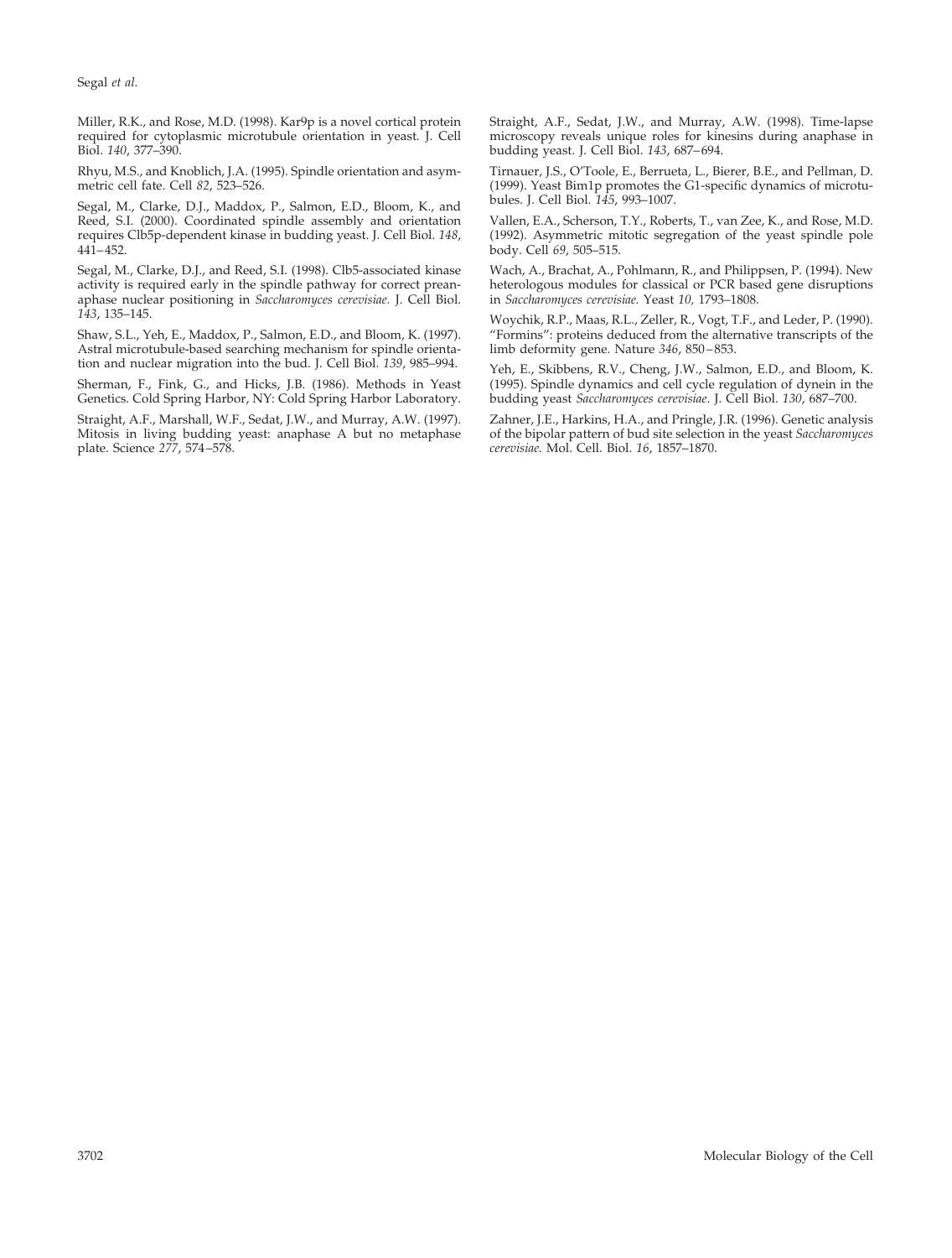Miller, R.K., and Rose, M.D. (1998). Kar9p is a novel cortical protein required for cytoplasmic microtubule orientation in yeast. J. Cell Biol. *140*, 377–390.

Rhyu, M.S., and Knoblich, J.A. (1995). Spindle orientation and asymmetric cell fate. Cell *82*, 523–526.

Segal, M., Clarke, D.J., Maddox, P., Salmon, E.D., Bloom, K., and Reed, S.I. (2000). Coordinated spindle assembly and orientation requires Clb5p-dependent kinase in budding yeast. J. Cell Biol. *148*, 441–452.

Segal, M., Clarke, D.J., and Reed, S.I. (1998). Clb5-associated kinase activity is required early in the spindle pathway for correct preanaphase nuclear positioning in *Saccharomyces cerevisiae.* J. Cell Biol. *143*, 135–145.

Shaw, S.L., Yeh, E., Maddox, P., Salmon, E.D., and Bloom, K. (1997). Astral microtubule-based searching mechanism for spindle orientation and nuclear migration into the bud. J. Cell Biol. *139*, 985–994.

Sherman, F., Fink, G., and Hicks, J.B. (1986). Methods in Yeast Genetics. Cold Spring Harbor, NY: Cold Spring Harbor Laboratory.

Straight, A.F., Marshall, W.F., Sedat, J.W., and Murray, A.W. (1997). Mitosis in living budding yeast: anaphase A but no metaphase plate. Science *277*, 574–578.

Straight, A.F., Sedat, J.W., and Murray, A.W. (1998). Time-lapse microscopy reveals unique roles for kinesins during anaphase in budding yeast. J. Cell Biol. *143*, 687–694.

Tirnauer, J.S., O'Toole, E., Berrueta, L., Bierer, B.E., and Pellman, D. (1999). Yeast Bim1p promotes the G1-specific dynamics of microtubules. J. Cell Biol. *145*, 993–1007.

Vallen, E.A., Scherson, T.Y., Roberts, T., van Zee, K., and Rose, M.D. (1992). Asymmetric mitotic segregation of the yeast spindle pole body. Cell *69*, 505–515.

Wach, A., Brachat, A., Pohlmann, R., and Philippsen, P. (1994). New heterologous modules for classical or PCR based gene disruptions in *Saccharomyces cerevisiae.* Yeast *10,* 1793–1808.

Woychik, R.P., Maas, R.L., Zeller, R., Vogt, T.F., and Leder, P. (1990). "Formins": proteins deduced from the alternative transcripts of the limb deformity gene. Nature *346*, 850–853.

Yeh, E., Skibbens, R.V., Cheng, J.W., Salmon, E.D., and Bloom, K. (1995). Spindle dynamics and cell cycle regulation of dynein in the budding yeast *Saccharomyces cerevisiae*. J. Cell Biol. *130*, 687–700.

Zahner, J.E., Harkins, H.A., and Pringle, J.R. (1996). Genetic analysis of the bipolar pattern of bud site selection in the yeast *Saccharomyces cerevisiae.* Mol. Cell. Biol. *16*, 1857–1870.